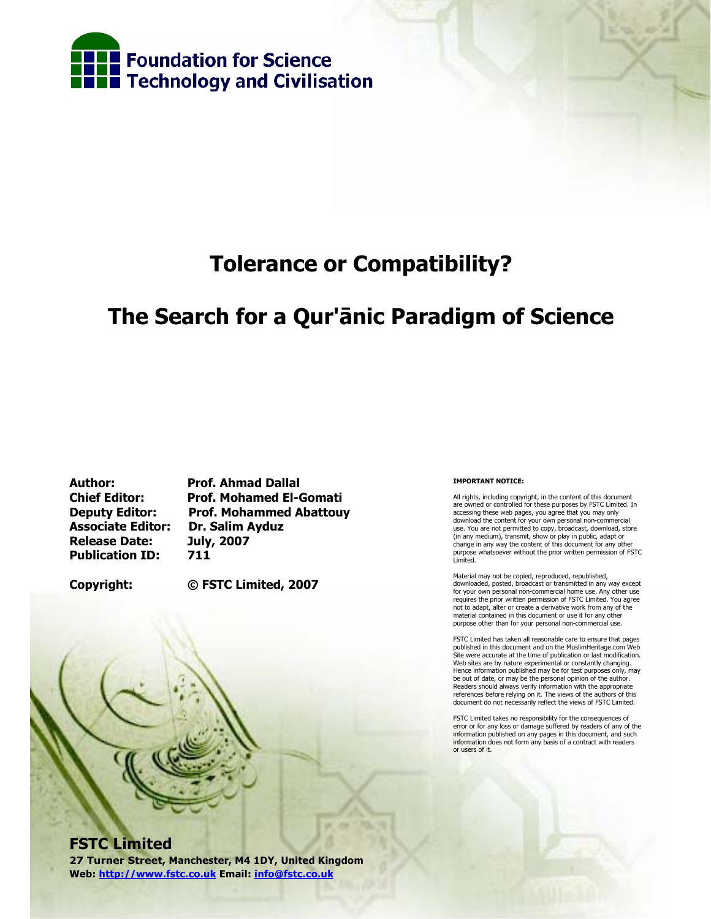Foundation for Science Technology and Civilisation

# Tolerance or Compatibility?

# The Search for a Qur'ānic Paradigm of Science

**Author:** Prof. Ahmad Dallal
**Chief Editor:** Prof. Mohamed El-Gomati
**Deputy Editor:** Prof. Mohammed Abattouy
**Associate Editor:** Dr. Salim Ayduz
**Release Date:** July, 2007
**Publication ID:** 711

**Copyright:** © FSTC Limited, 2007

**IMPORTANT NOTICE:**

All rights, including copyright, in the content of this document are owned or controlled for these purposes by FSTC Limited. In accessing these web pages, you agree that you may only download the content for your own personal non-commercial use. You are not permitted to copy, broadcast, download, store (in any medium), transmit, show or play in public, adapt or change in any way the content of this document for any other purpose whatsoever without the prior written permission of FSTC Limited.

Material may not be copied, reproduced, republished, downloaded, posted, broadcast or transmitted in any way except for your own personal non-commercial home use. Any other use requires the prior written permission of FSTC Limited. You agree not to adapt, alter or create a derivative work from any of the material contained in this document or use it for any other purpose other than for your personal non-commercial use.

FSTC Limited has taken all reasonable care to ensure that pages published in this document and on the MuslimHeritage.com Web Site were accurate at the time of publication or last modification. Web sites are by nature experimental or constantly changing. Hence information published may be for test purposes only, may be out of date, or may be the personal opinion of the author. Readers should always verify information with the appropriate references before relying on it. The views of the authors of this document do not necessarily reflect the views of FSTC Limited.

FSTC Limited takes no responsibility for the consequences of error or for any loss or damage suffered by readers of any of the information published on any pages in this document, and such information does not form any basis of a contract with readers or users of it.

**FSTC Limited**
**27 Turner Street, Manchester, M4 1DY, United Kingdom**
**Web: http://www.fstc.co.uk Email: info@fstc.co.uk**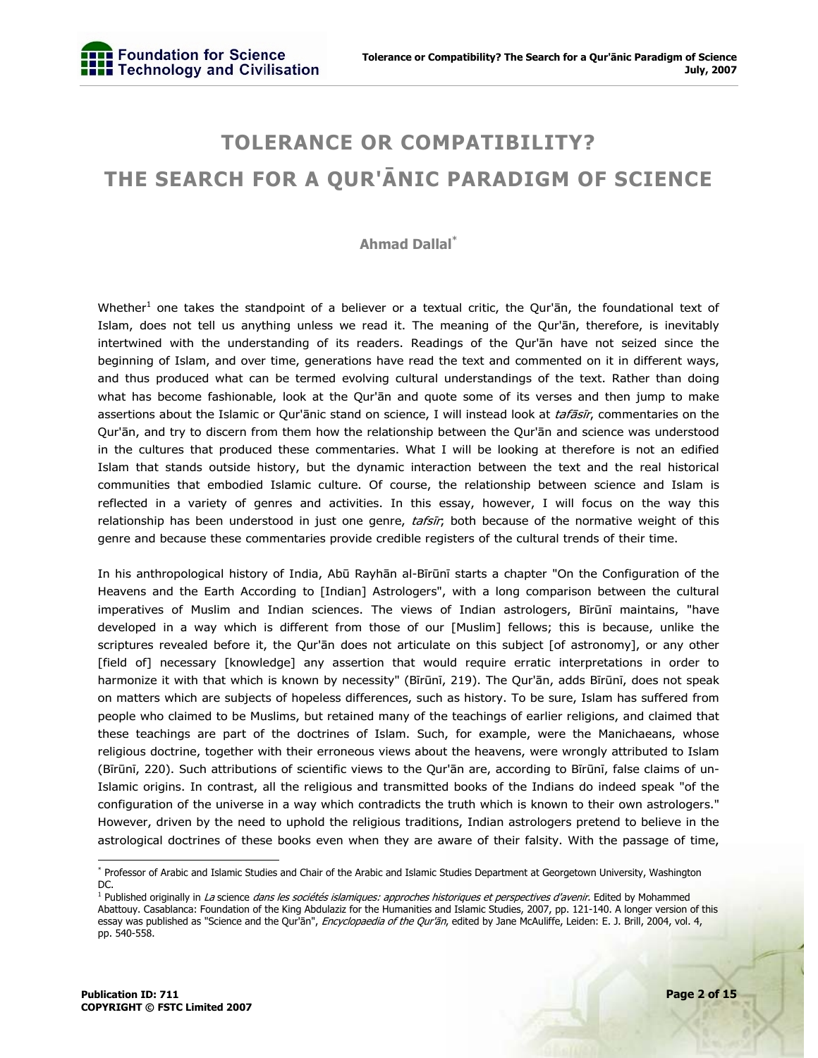# TOLERANCE OR COMPATIBILITY?
# THE SEARCH FOR A QUR'ĀNIC PARADIGM OF SCIENCE

**Ahmad Dallal**[*]

Whether[1] one takes the standpoint of a believer or a textual critic, the Qur'ān, the foundational text of Islam, does not tell us anything unless we read it. The meaning of the Qur'ān, therefore, is inevitably intertwined with the understanding of its readers. Readings of the Qur'ān have not seized since the beginning of Islam, and over time, generations have read the text and commented on it in different ways, and thus produced what can be termed evolving cultural understandings of the text. Rather than doing what has become fashionable, look at the Qur'ān and quote some of its verses and then jump to make assertions about the Islamic or Qur'ānic stand on science, I will instead look at *tafāsīr*, commentaries on the Qur'ān, and try to discern from them how the relationship between the Qur'ān and science was understood in the cultures that produced these commentaries. What I will be looking at therefore is not an edified Islam that stands outside history, but the dynamic interaction between the text and the real historical communities that embodied Islamic culture. Of course, the relationship between science and Islam is reflected in a variety of genres and activities. In this essay, however, I will focus on the way this relationship has been understood in just one genre, *tafsīr*; both because of the normative weight of this genre and because these commentaries provide credible registers of the cultural trends of their time.

In his anthropological history of India, Abū Rayhān al-Bīrūnī starts a chapter "On the Configuration of the Heavens and the Earth According to [Indian] Astrologers", with a long comparison between the cultural imperatives of Muslim and Indian sciences. The views of Indian astrologers, Bīrūnī maintains, "have developed in a way which is different from those of our [Muslim] fellows; this is because, unlike the scriptures revealed before it, the Qur'ān does not articulate on this subject [of astronomy], or any other [field of] necessary [knowledge] any assertion that would require erratic interpretations in order to harmonize it with that which is known by necessity" (Bīrūnī, 219). The Qur'ān, adds Bīrūnī, does not speak on matters which are subjects of hopeless differences, such as history. To be sure, Islam has suffered from people who claimed to be Muslims, but retained many of the teachings of earlier religions, and claimed that these teachings are part of the doctrines of Islam. Such, for example, were the Manichaeans, whose religious doctrine, together with their erroneous views about the heavens, were wrongly attributed to Islam (Bīrūnī, 220). Such attributions of scientific views to the Qur'ān are, according to Bīrūnī, false claims of un-Islamic origins. In contrast, all the religious and transmitted books of the Indians do indeed speak "of the configuration of the universe in a way which contradicts the truth which is known to their own astrologers." However, driven by the need to uphold the religious traditions, Indian astrologers pretend to believe in the astrological doctrines of these books even when they are aware of their falsity. With the passage of time,

---

[*] Professor of Arabic and Islamic Studies and Chair of the Arabic and Islamic Studies Department at Georgetown University, Washington DC.

[1] Published originally in *La* science *dans les sociétés islamiques: approches historiques et perspectives d'avenir*. Edited by Mohammed Abattouy. Casablanca: Foundation of the King Abdulaziz for the Humanities and Islamic Studies, 2007, pp. 121-140. A longer version of this essay was published as "Science and the Qur'ān", *Encyclopaedia of the Qur'ān*, edited by Jane McAuliffe, Leiden: E. J. Brill, 2004, vol. 4, pp. 540-558.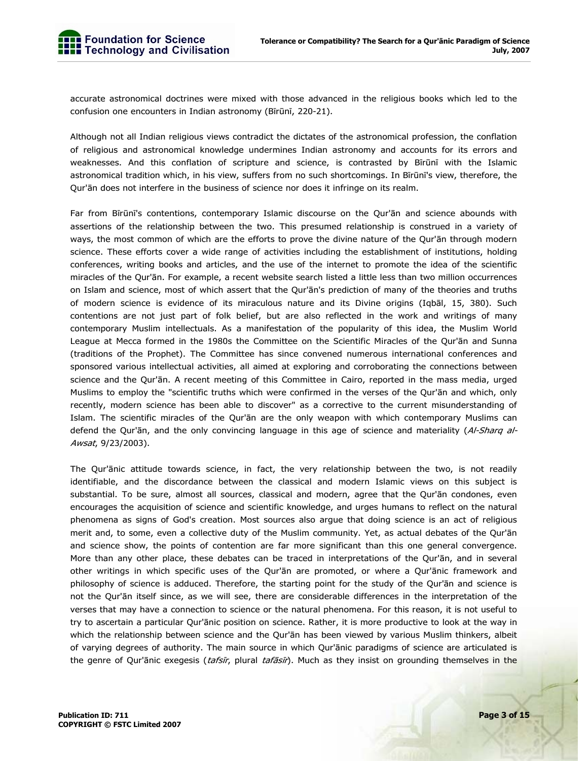accurate astronomical doctrines were mixed with those advanced in the religious books which led to the confusion one encounters in Indian astronomy (Bīrūnī, 220-21).

Although not all Indian religious views contradict the dictates of the astronomical profession, the conflation of religious and astronomical knowledge undermines Indian astronomy and accounts for its errors and weaknesses. And this conflation of scripture and science, is contrasted by Bīrūnī with the Islamic astronomical tradition which, in his view, suffers from no such shortcomings. In Bīrūnī's view, therefore, the Qur'ān does not interfere in the business of science nor does it infringe on its realm.

Far from Bīrūnī's contentions, contemporary Islamic discourse on the Qur'ān and science abounds with assertions of the relationship between the two. This presumed relationship is construed in a variety of ways, the most common of which are the efforts to prove the divine nature of the Qur'ān through modern science. These efforts cover a wide range of activities including the establishment of institutions, holding conferences, writing books and articles, and the use of the internet to promote the idea of the scientific miracles of the Qur'ān. For example, a recent website search listed a little less than two million occurrences on Islam and science, most of which assert that the Qur'ān's prediction of many of the theories and truths of modern science is evidence of its miraculous nature and its Divine origins (Iqbāl, 15, 380). Such contentions are not just part of folk belief, but are also reflected in the work and writings of many contemporary Muslim intellectuals. As a manifestation of the popularity of this idea, the Muslim World League at Mecca formed in the 1980s the Committee on the Scientific Miracles of the Qur'ān and Sunna (traditions of the Prophet). The Committee has since convened numerous international conferences and sponsored various intellectual activities, all aimed at exploring and corroborating the connections between science and the Qur'ān. A recent meeting of this Committee in Cairo, reported in the mass media, urged Muslims to employ the "scientific truths which were confirmed in the verses of the Qur'ān and which, only recently, modern science has been able to discover" as a corrective to the current misunderstanding of Islam. The scientific miracles of the Qur'ān are the only weapon with which contemporary Muslims can defend the Qur'ān, and the only convincing language in this age of science and materiality (*Al-Sharq al-Awsat*, 9/23/2003).

The Qur'ānic attitude towards science, in fact, the very relationship between the two, is not readily identifiable, and the discordance between the classical and modern Islamic views on this subject is substantial. To be sure, almost all sources, classical and modern, agree that the Qur'ān condones, even encourages the acquisition of science and scientific knowledge, and urges humans to reflect on the natural phenomena as signs of God's creation. Most sources also argue that doing science is an act of religious merit and, to some, even a collective duty of the Muslim community. Yet, as actual debates of the Qur'ān and science show, the points of contention are far more significant than this one general convergence. More than any other place, these debates can be traced in interpretations of the Qur'ān, and in several other writings in which specific uses of the Qur'ān are promoted, or where a Qur'ānic framework and philosophy of science is adduced. Therefore, the starting point for the study of the Qur'ān and science is not the Qur'ān itself since, as we will see, there are considerable differences in the interpretation of the verses that may have a connection to science or the natural phenomena. For this reason, it is not useful to try to ascertain a particular Qur'ānic position on science. Rather, it is more productive to look at the way in which the relationship between science and the Qur'ān has been viewed by various Muslim thinkers, albeit of varying degrees of authority. The main source in which Qur'ānic paradigms of science are articulated is the genre of Qur'ānic exegesis (*tafsīr*, plural *tafāsīr*). Much as they insist on grounding themselves in the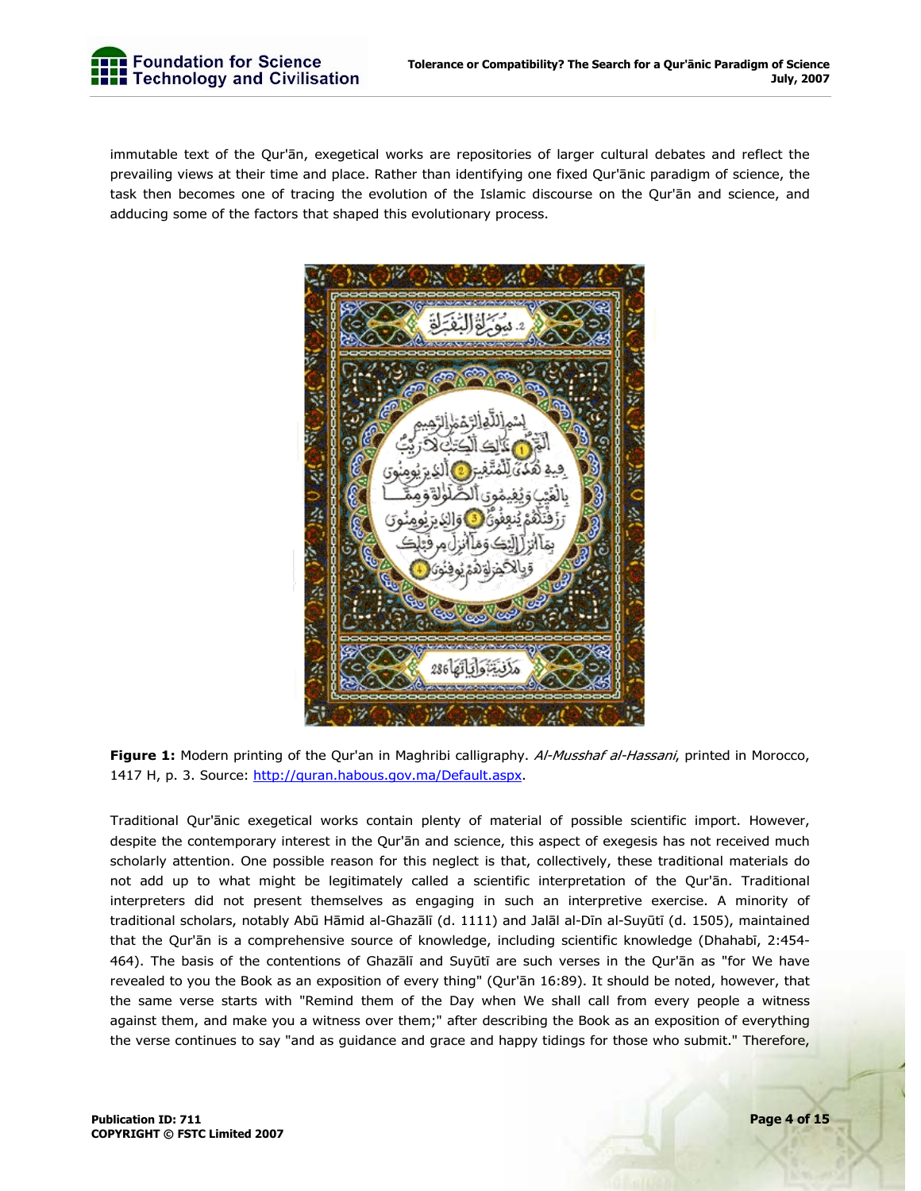immutable text of the Qur'ān, exegetical works are repositories of larger cultural debates and reflect the prevailing views at their time and place. Rather than identifying one fixed Qur'ānic paradigm of science, the task then becomes one of tracing the evolution of the Islamic discourse on the Qur'ān and science, and adducing some of the factors that shaped this evolutionary process.

**Figure 1:** Modern printing of the Qur'an in Maghribi calligraphy. *Al-Musshaf al-Hassani*, printed in Morocco, 1417 H, p. 3. Source: http://quran.habous.gov.ma/Default.aspx.

Traditional Qur'ānic exegetical works contain plenty of material of possible scientific import. However, despite the contemporary interest in the Qur'ān and science, this aspect of exegesis has not received much scholarly attention. One possible reason for this neglect is that, collectively, these traditional materials do not add up to what might be legitimately called a scientific interpretation of the Qur'ān. Traditional interpreters did not present themselves as engaging in such an interpretive exercise. A minority of traditional scholars, notably Abū Hāmid al-Ghazālī (d. 1111) and Jalāl al-Dīn al-Suyūtī (d. 1505), maintained that the Qur'ān is a comprehensive source of knowledge, including scientific knowledge (Dhahabī, 2:454-464). The basis of the contentions of Ghazālī and Suyūtī are such verses in the Qur'ān as "for We have revealed to you the Book as an exposition of every thing" (Qur'ān 16:89). It should be noted, however, that the same verse starts with "Remind them of the Day when We shall call from every people a witness against them, and make you a witness over them;" after describing the Book as an exposition of everything the verse continues to say "and as guidance and grace and happy tidings for those who submit." Therefore,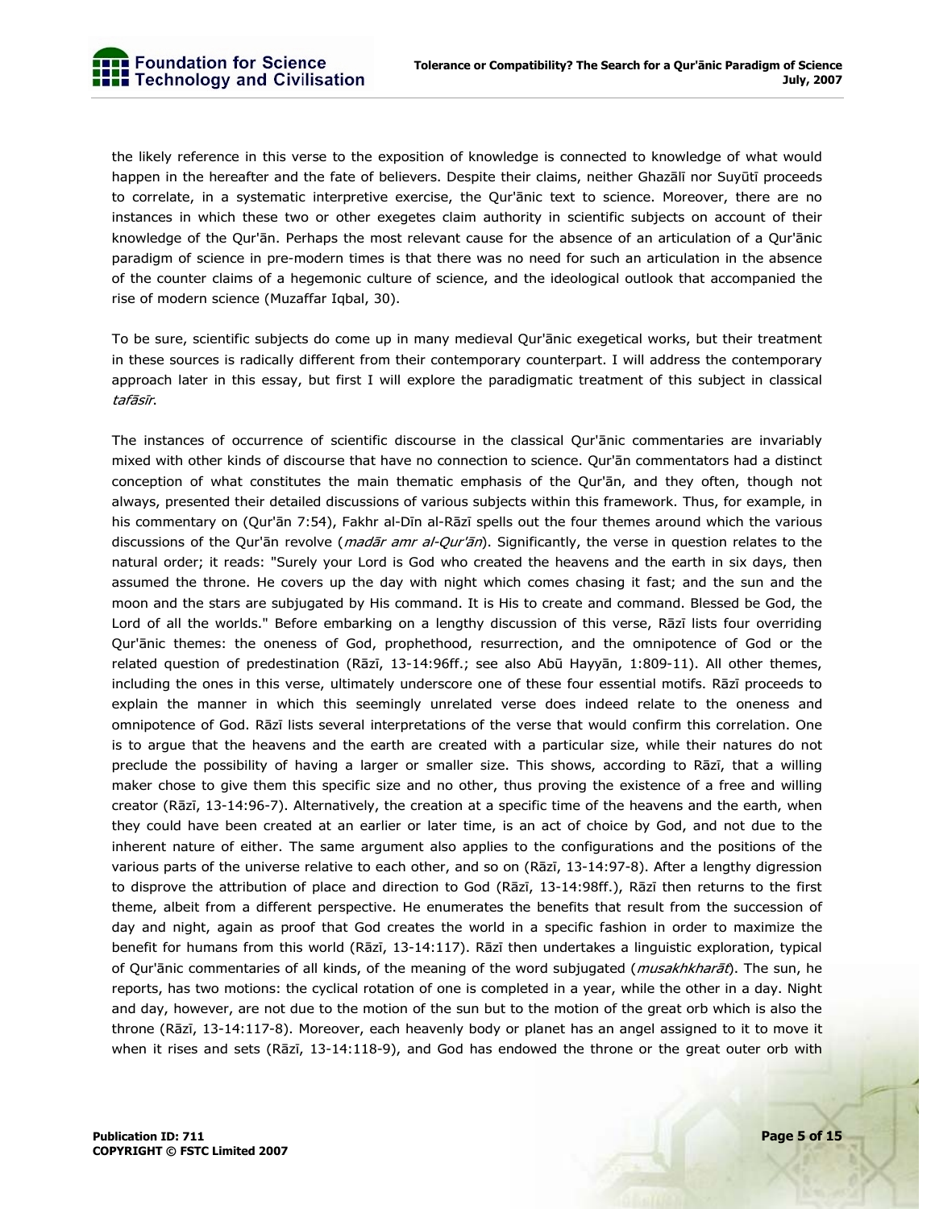the likely reference in this verse to the exposition of knowledge is connected to knowledge of what would happen in the hereafter and the fate of believers. Despite their claims, neither Ghazālī nor Suyūṭī proceeds to correlate, in a systematic interpretive exercise, the Qur'ānic text to science. Moreover, there are no instances in which these two or other exegetes claim authority in scientific subjects on account of their knowledge of the Qur'ān. Perhaps the most relevant cause for the absence of an articulation of a Qur'ānic paradigm of science in pre-modern times is that there was no need for such an articulation in the absence of the counter claims of a hegemonic culture of science, and the ideological outlook that accompanied the rise of modern science (Muzaffar Iqbal, 30).

To be sure, scientific subjects do come up in many medieval Qur'ānic exegetical works, but their treatment in these sources is radically different from their contemporary counterpart. I will address the contemporary approach later in this essay, but first I will explore the paradigmatic treatment of this subject in classical *tafāsīr*.

The instances of occurrence of scientific discourse in the classical Qur'ānic commentaries are invariably mixed with other kinds of discourse that have no connection to science. Qur'ān commentators had a distinct conception of what constitutes the main thematic emphasis of the Qur'ān, and they often, though not always, presented their detailed discussions of various subjects within this framework. Thus, for example, in his commentary on (Qur'ān 7:54), Fakhr al-Dīn al-Rāzī spells out the four themes around which the various discussions of the Qur'ān revolve (*madār amr al-Qur'ān*). Significantly, the verse in question relates to the natural order; it reads: "Surely your Lord is God who created the heavens and the earth in six days, then assumed the throne. He covers up the day with night which comes chasing it fast; and the sun and the moon and the stars are subjugated by His command. It is His to create and command. Blessed be God, the Lord of all the worlds." Before embarking on a lengthy discussion of this verse, Rāzī lists four overriding Qur'ānic themes: the oneness of God, prophethood, resurrection, and the omnipotence of God or the related question of predestination (Rāzī, 13-14:96ff.; see also Abū Ḥayyān, 1:809-11). All other themes, including the ones in this verse, ultimately underscore one of these four essential motifs. Rāzī proceeds to explain the manner in which this seemingly unrelated verse does indeed relate to the oneness and omnipotence of God. Rāzī lists several interpretations of the verse that would confirm this correlation. One is to argue that the heavens and the earth are created with a particular size, while their natures do not preclude the possibility of having a larger or smaller size. This shows, according to Rāzī, that a willing maker chose to give them this specific size and no other, thus proving the existence of a free and willing creator (Rāzī, 13-14:96-7). Alternatively, the creation at a specific time of the heavens and the earth, when they could have been created at an earlier or later time, is an act of choice by God, and not due to the inherent nature of either. The same argument also applies to the configurations and the positions of the various parts of the universe relative to each other, and so on (Rāzī, 13-14:97-8). After a lengthy digression to disprove the attribution of place and direction to God (Rāzī, 13-14:98ff.), Rāzī then returns to the first theme, albeit from a different perspective. He enumerates the benefits that result from the succession of day and night, again as proof that God creates the world in a specific fashion in order to maximize the benefit for humans from this world (Rāzī, 13-14:117). Rāzī then undertakes a linguistic exploration, typical of Qur'ānic commentaries of all kinds, of the meaning of the word subjugated (*musakhkharāt*). The sun, he reports, has two motions: the cyclical rotation of one is completed in a year, while the other in a day. Night and day, however, are not due to the motion of the sun but to the motion of the great orb which is also the throne (Rāzī, 13-14:117-8). Moreover, each heavenly body or planet has an angel assigned to it to move it when it rises and sets (Rāzī, 13-14:118-9), and God has endowed the throne or the great outer orb with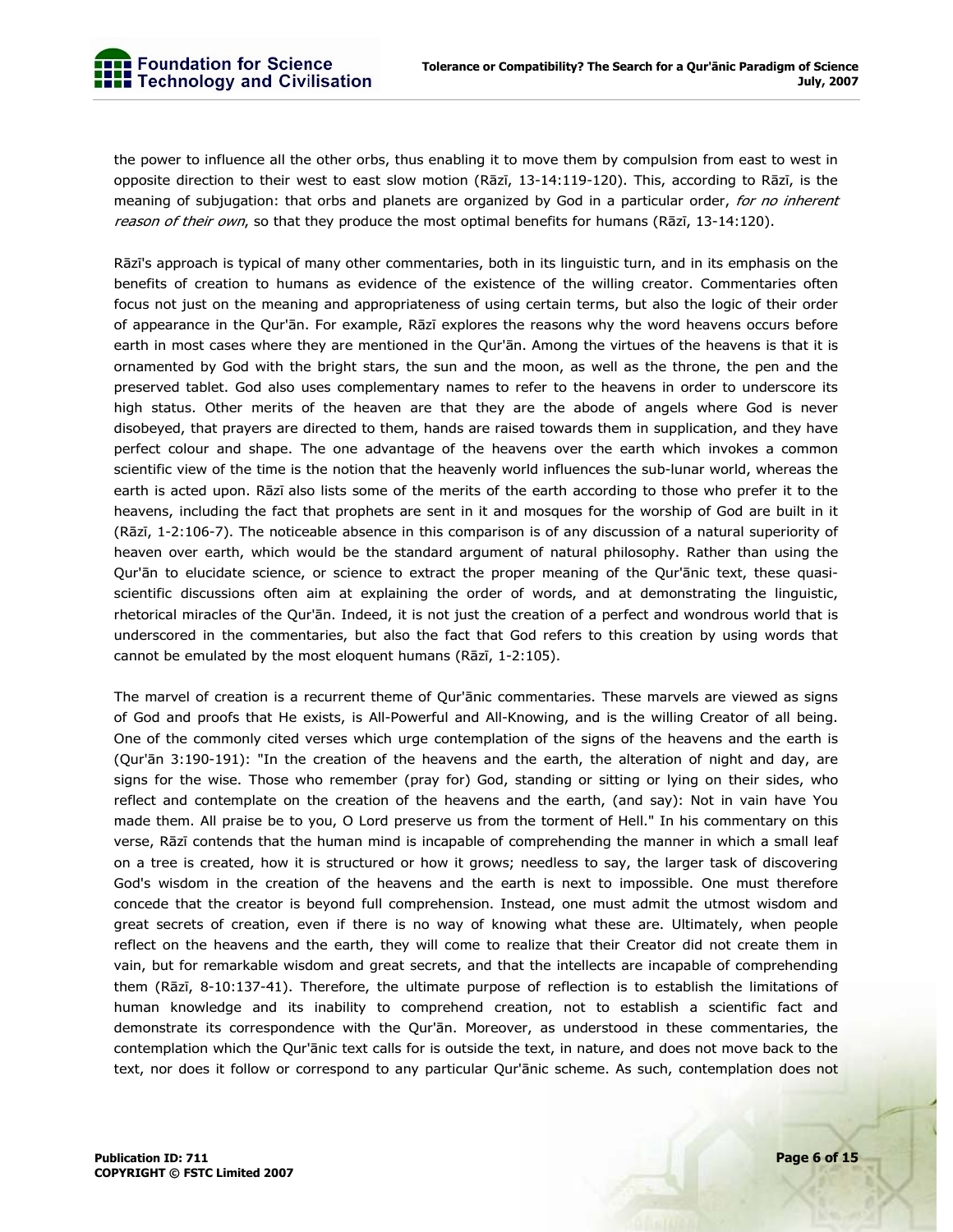the power to influence all the other orbs, thus enabling it to move them by compulsion from east to west in opposite direction to their west to east slow motion (Rāzī, 13-14:119-120). This, according to Rāzī, is the meaning of subjugation: that orbs and planets are organized by God in a particular order, *for no inherent reason of their own*, so that they produce the most optimal benefits for humans (Rāzī, 13-14:120).

Rāzī's approach is typical of many other commentaries, both in its linguistic turn, and in its emphasis on the benefits of creation to humans as evidence of the existence of the willing creator. Commentaries often focus not just on the meaning and appropriateness of using certain terms, but also the logic of their order of appearance in the Qur'ān. For example, Rāzī explores the reasons why the word heavens occurs before earth in most cases where they are mentioned in the Qur'ān. Among the virtues of the heavens is that it is ornamented by God with the bright stars, the sun and the moon, as well as the throne, the pen and the preserved tablet. God also uses complementary names to refer to the heavens in order to underscore its high status. Other merits of the heaven are that they are the abode of angels where God is never disobeyed, that prayers are directed to them, hands are raised towards them in supplication, and they have perfect colour and shape. The one advantage of the heavens over the earth which invokes a common scientific view of the time is the notion that the heavenly world influences the sub-lunar world, whereas the earth is acted upon. Rāzī also lists some of the merits of the earth according to those who prefer it to the heavens, including the fact that prophets are sent in it and mosques for the worship of God are built in it (Rāzī, 1-2:106-7). The noticeable absence in this comparison is of any discussion of a natural superiority of heaven over earth, which would be the standard argument of natural philosophy. Rather than using the Qur'ān to elucidate science, or science to extract the proper meaning of the Qur'ānic text, these quasi-scientific discussions often aim at explaining the order of words, and at demonstrating the linguistic, rhetorical miracles of the Qur'ān. Indeed, it is not just the creation of a perfect and wondrous world that is underscored in the commentaries, but also the fact that God refers to this creation by using words that cannot be emulated by the most eloquent humans (Rāzī, 1-2:105).

The marvel of creation is a recurrent theme of Qur'ānic commentaries. These marvels are viewed as signs of God and proofs that He exists, is All-Powerful and All-Knowing, and is the willing Creator of all being. One of the commonly cited verses which urge contemplation of the signs of the heavens and the earth is (Qur'ān 3:190-191): "In the creation of the heavens and the earth, the alteration of night and day, are signs for the wise. Those who remember (pray for) God, standing or sitting or lying on their sides, who reflect and contemplate on the creation of the heavens and the earth, (and say): Not in vain have You made them. All praise be to you, O Lord preserve us from the torment of Hell." In his commentary on this verse, Rāzī contends that the human mind is incapable of comprehending the manner in which a small leaf on a tree is created, how it is structured or how it grows; needless to say, the larger task of discovering God's wisdom in the creation of the heavens and the earth is next to impossible. One must therefore concede that the creator is beyond full comprehension. Instead, one must admit the utmost wisdom and great secrets of creation, even if there is no way of knowing what these are. Ultimately, when people reflect on the heavens and the earth, they will come to realize that their Creator did not create them in vain, but for remarkable wisdom and great secrets, and that the intellects are incapable of comprehending them (Rāzī, 8-10:137-41). Therefore, the ultimate purpose of reflection is to establish the limitations of human knowledge and its inability to comprehend creation, not to establish a scientific fact and demonstrate its correspondence with the Qur'ān. Moreover, as understood in these commentaries, the contemplation which the Qur'ānic text calls for is outside the text, in nature, and does not move back to the text, nor does it follow or correspond to any particular Qur'ānic scheme. As such, contemplation does not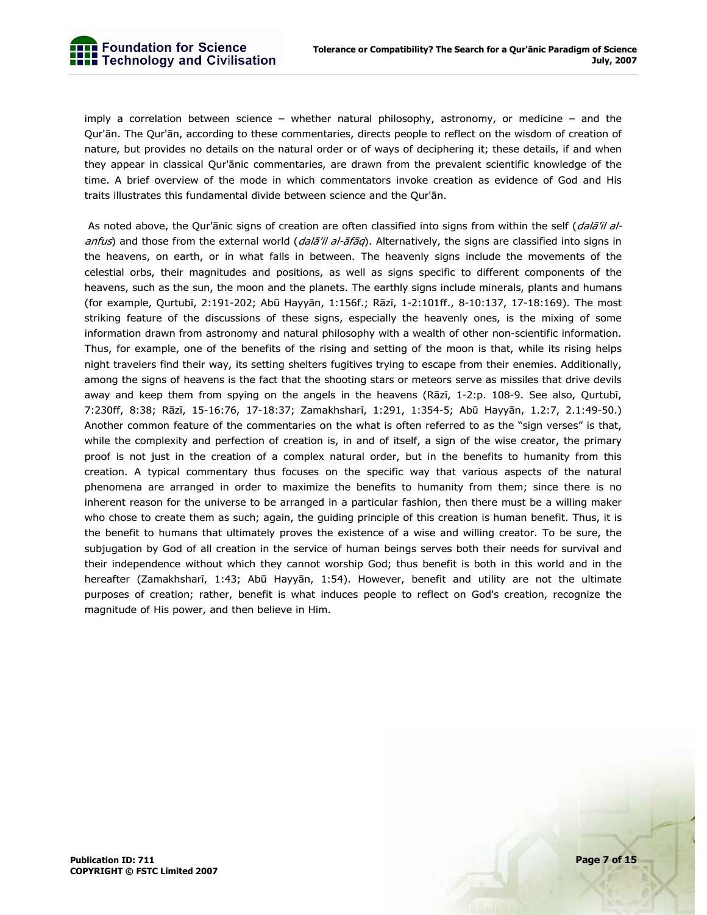imply a correlation between science – whether natural philosophy, astronomy, or medicine – and the Qur'ān. The Qur'ān, according to these commentaries, directs people to reflect on the wisdom of creation of nature, but provides no details on the natural order or of ways of deciphering it; these details, if and when they appear in classical Qur'ānic commentaries, are drawn from the prevalent scientific knowledge of the time. A brief overview of the mode in which commentators invoke creation as evidence of God and His traits illustrates this fundamental divide between science and the Qur'ān.

As noted above, the Qur'ānic signs of creation are often classified into signs from within the self (*dalā'il al-anfus*) and those from the external world (*dalā'il al-āfāq*). Alternatively, the signs are classified into signs in the heavens, on earth, or in what falls in between. The heavenly signs include the movements of the celestial orbs, their magnitudes and positions, as well as signs specific to different components of the heavens, such as the sun, the moon and the planets. The earthly signs include minerals, plants and humans (for example, Qurtubī, 2:191-202; Abū Hayyān, 1:156f.; Rāzī, 1-2:101ff., 8-10:137, 17-18:169). The most striking feature of the discussions of these signs, especially the heavenly ones, is the mixing of some information drawn from astronomy and natural philosophy with a wealth of other non-scientific information. Thus, for example, one of the benefits of the rising and setting of the moon is that, while its rising helps night travelers find their way, its setting shelters fugitives trying to escape from their enemies. Additionally, among the signs of heavens is the fact that the shooting stars or meteors serve as missiles that drive devils away and keep them from spying on the angels in the heavens (Rāzī, 1-2:p. 108-9. See also, Qurtubī, 7:230ff, 8:38; Rāzī, 15-16:76, 17-18:37; Zamakhsharī, 1:291, 1:354-5; Abū Hayyān, 1.2:7, 2.1:49-50.) Another common feature of the commentaries on the what is often referred to as the "sign verses" is that, while the complexity and perfection of creation is, in and of itself, a sign of the wise creator, the primary proof is not just in the creation of a complex natural order, but in the benefits to humanity from this creation. A typical commentary thus focuses on the specific way that various aspects of the natural phenomena are arranged in order to maximize the benefits to humanity from them; since there is no inherent reason for the universe to be arranged in a particular fashion, then there must be a willing maker who chose to create them as such; again, the guiding principle of this creation is human benefit. Thus, it is the benefit to humans that ultimately proves the existence of a wise and willing creator. To be sure, the subjugation by God of all creation in the service of human beings serves both their needs for survival and their independence without which they cannot worship God; thus benefit is both in this world and in the hereafter (Zamakhsharī, 1:43; Abū Hayyān, 1:54). However, benefit and utility are not the ultimate purposes of creation; rather, benefit is what induces people to reflect on God's creation, recognize the magnitude of His power, and then believe in Him.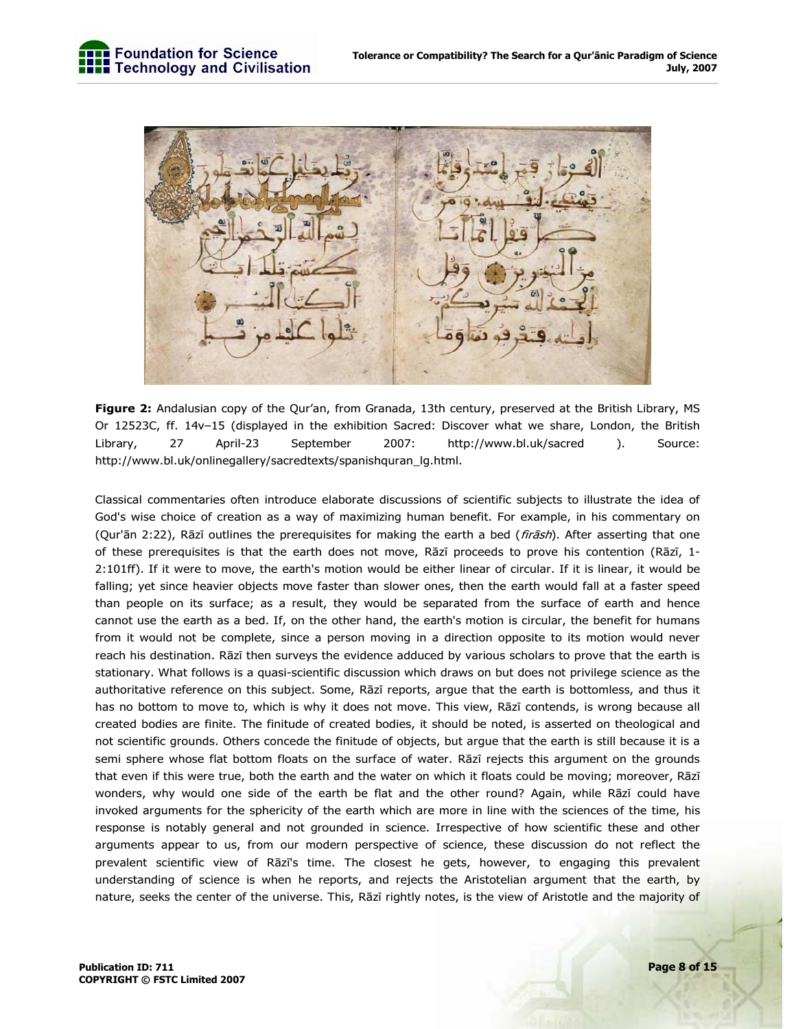**Figure 2:** Andalusian copy of the Qur'an, from Granada, 13th century, preserved at the British Library, MS Or 12523C, ff. 14v–15 (displayed in the exhibition Sacred: Discover what we share, London, the British Library, 27 April-23 September 2007: http://www.bl.uk/sacred ). Source: http://www.bl.uk/onlinegallery/sacredtexts/spanishquran_lg.html.

Classical commentaries often introduce elaborate discussions of scientific subjects to illustrate the idea of God's wise choice of creation as a way of maximizing human benefit. For example, in his commentary on (Qur'ān 2:22), Rāzī outlines the prerequisites for making the earth a bed (*firāsh*). After asserting that one of these prerequisites is that the earth does not move, Rāzī proceeds to prove his contention (Rāzī, 1-2:101ff). If it were to move, the earth's motion would be either linear of circular. If it is linear, it would be falling; yet since heavier objects move faster than slower ones, then the earth would fall at a faster speed than people on its surface; as a result, they would be separated from the surface of earth and hence cannot use the earth as a bed. If, on the other hand, the earth's motion is circular, the benefit for humans from it would not be complete, since a person moving in a direction opposite to its motion would never reach his destination. Rāzī then surveys the evidence adduced by various scholars to prove that the earth is stationary. What follows is a quasi-scientific discussion which draws on but does not privilege science as the authoritative reference on this subject. Some, Rāzī reports, argue that the earth is bottomless, and thus it has no bottom to move to, which is why it does not move. This view, Rāzī contends, is wrong because all created bodies are finite. The finitude of created bodies, it should be noted, is asserted on theological and not scientific grounds. Others concede the finitude of objects, but argue that the earth is still because it is a semi sphere whose flat bottom floats on the surface of water. Rāzī rejects this argument on the grounds that even if this were true, both the earth and the water on which it floats could be moving; moreover, Rāzī wonders, why would one side of the earth be flat and the other round? Again, while Rāzī could have invoked arguments for the sphericity of the earth which are more in line with the sciences of the time, his response is notably general and not grounded in science. Irrespective of how scientific these and other arguments appear to us, from our modern perspective of science, these discussion do not reflect the prevalent scientific view of Rāzī's time. The closest he gets, however, to engaging this prevalent understanding of science is when he reports, and rejects the Aristotelian argument that the earth, by nature, seeks the center of the universe. This, Rāzī rightly notes, is the view of Aristotle and the majority of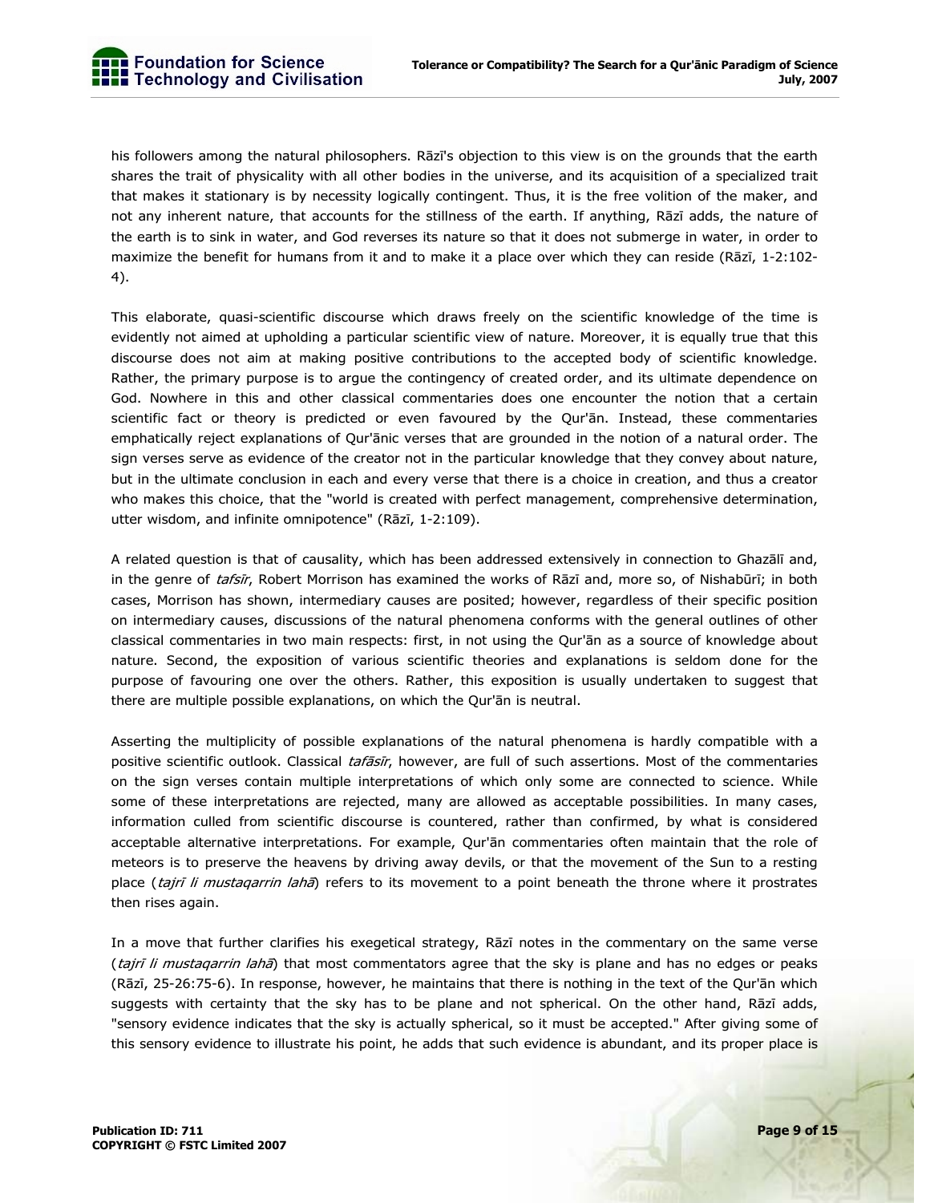his followers among the natural philosophers. Rāzī's objection to this view is on the grounds that the earth shares the trait of physicality with all other bodies in the universe, and its acquisition of a specialized trait that makes it stationary is by necessity logically contingent. Thus, it is the free volition of the maker, and not any inherent nature, that accounts for the stillness of the earth. If anything, Rāzī adds, the nature of the earth is to sink in water, and God reverses its nature so that it does not submerge in water, in order to maximize the benefit for humans from it and to make it a place over which they can reside (Rāzī, 1-2:102-4).

This elaborate, quasi-scientific discourse which draws freely on the scientific knowledge of the time is evidently not aimed at upholding a particular scientific view of nature. Moreover, it is equally true that this discourse does not aim at making positive contributions to the accepted body of scientific knowledge. Rather, the primary purpose is to argue the contingency of created order, and its ultimate dependence on God. Nowhere in this and other classical commentaries does one encounter the notion that a certain scientific fact or theory is predicted or even favoured by the Qur'ān. Instead, these commentaries emphatically reject explanations of Qur'ānic verses that are grounded in the notion of a natural order. The sign verses serve as evidence of the creator not in the particular knowledge that they convey about nature, but in the ultimate conclusion in each and every verse that there is a choice in creation, and thus a creator who makes this choice, that the "world is created with perfect management, comprehensive determination, utter wisdom, and infinite omnipotence" (Rāzī, 1-2:109).

A related question is that of causality, which has been addressed extensively in connection to Ghazālī and, in the genre of *tafsīr*, Robert Morrison has examined the works of Rāzī and, more so, of Nishabūrī; in both cases, Morrison has shown, intermediary causes are posited; however, regardless of their specific position on intermediary causes, discussions of the natural phenomena conforms with the general outlines of other classical commentaries in two main respects: first, in not using the Qur'ān as a source of knowledge about nature. Second, the exposition of various scientific theories and explanations is seldom done for the purpose of favouring one over the others. Rather, this exposition is usually undertaken to suggest that there are multiple possible explanations, on which the Qur'ān is neutral.

Asserting the multiplicity of possible explanations of the natural phenomena is hardly compatible with a positive scientific outlook. Classical *tafāsīr*, however, are full of such assertions. Most of the commentaries on the sign verses contain multiple interpretations of which only some are connected to science. While some of these interpretations are rejected, many are allowed as acceptable possibilities. In many cases, information culled from scientific discourse is countered, rather than confirmed, by what is considered acceptable alternative interpretations. For example, Qur'ān commentaries often maintain that the role of meteors is to preserve the heavens by driving away devils, or that the movement of the Sun to a resting place (*tajrī li mustaqarrin lahā*) refers to its movement to a point beneath the throne where it prostrates then rises again.

In a move that further clarifies his exegetical strategy, Rāzī notes in the commentary on the same verse (*tajrī li mustaqarrin lahā*) that most commentators agree that the sky is plane and has no edges or peaks (Rāzī, 25-26:75-6). In response, however, he maintains that there is nothing in the text of the Qur'ān which suggests with certainty that the sky has to be plane and not spherical. On the other hand, Rāzī adds, "sensory evidence indicates that the sky is actually spherical, so it must be accepted." After giving some of this sensory evidence to illustrate his point, he adds that such evidence is abundant, and its proper place is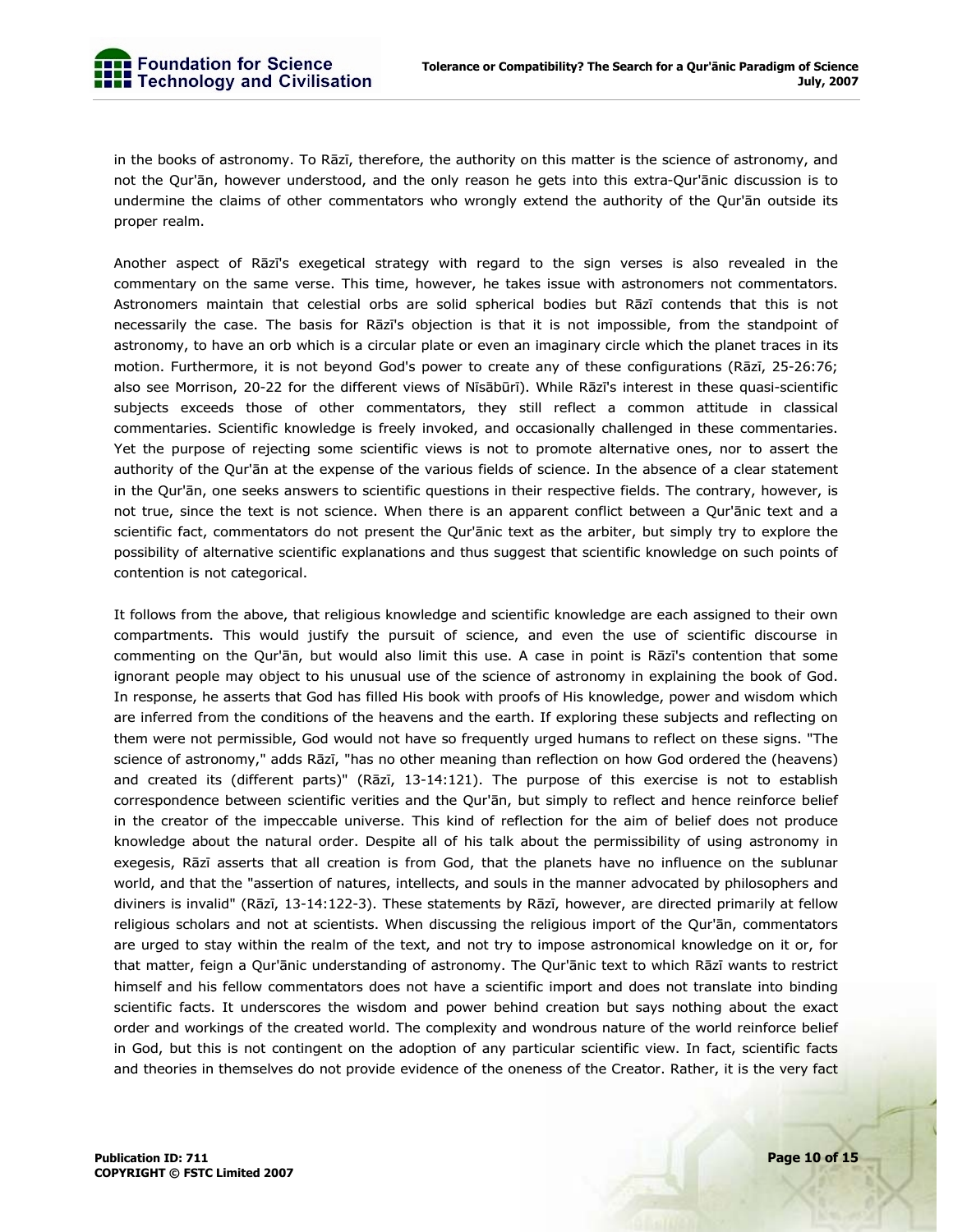in the books of astronomy. To Rāzī, therefore, the authority on this matter is the science of astronomy, and not the Qur'ān, however understood, and the only reason he gets into this extra-Qur'ānic discussion is to undermine the claims of other commentators who wrongly extend the authority of the Qur'ān outside its proper realm.

Another aspect of Rāzī's exegetical strategy with regard to the sign verses is also revealed in the commentary on the same verse. This time, however, he takes issue with astronomers not commentators. Astronomers maintain that celestial orbs are solid spherical bodies but Rāzī contends that this is not necessarily the case. The basis for Rāzī's objection is that it is not impossible, from the standpoint of astronomy, to have an orb which is a circular plate or even an imaginary circle which the planet traces in its motion. Furthermore, it is not beyond God's power to create any of these configurations (Rāzī, 25-26:76; also see Morrison, 20-22 for the different views of Nīsābūrī). While Rāzī's interest in these quasi-scientific subjects exceeds those of other commentators, they still reflect a common attitude in classical commentaries. Scientific knowledge is freely invoked, and occasionally challenged in these commentaries. Yet the purpose of rejecting some scientific views is not to promote alternative ones, nor to assert the authority of the Qur'ān at the expense of the various fields of science. In the absence of a clear statement in the Qur'ān, one seeks answers to scientific questions in their respective fields. The contrary, however, is not true, since the text is not science. When there is an apparent conflict between a Qur'ānic text and a scientific fact, commentators do not present the Qur'ānic text as the arbiter, but simply try to explore the possibility of alternative scientific explanations and thus suggest that scientific knowledge on such points of contention is not categorical.

It follows from the above, that religious knowledge and scientific knowledge are each assigned to their own compartments. This would justify the pursuit of science, and even the use of scientific discourse in commenting on the Qur'ān, but would also limit this use. A case in point is Rāzī's contention that some ignorant people may object to his unusual use of the science of astronomy in explaining the book of God. In response, he asserts that God has filled His book with proofs of His knowledge, power and wisdom which are inferred from the conditions of the heavens and the earth. If exploring these subjects and reflecting on them were not permissible, God would not have so frequently urged humans to reflect on these signs. "The science of astronomy," adds Rāzī, "has no other meaning than reflection on how God ordered the (heavens) and created its (different parts)" (Rāzī, 13-14:121). The purpose of this exercise is not to establish correspondence between scientific verities and the Qur'ān, but simply to reflect and hence reinforce belief in the creator of the impeccable universe. This kind of reflection for the aim of belief does not produce knowledge about the natural order. Despite all of his talk about the permissibility of using astronomy in exegesis, Rāzī asserts that all creation is from God, that the planets have no influence on the sublunar world, and that the "assertion of natures, intellects, and souls in the manner advocated by philosophers and diviners is invalid" (Rāzī, 13-14:122-3). These statements by Rāzī, however, are directed primarily at fellow religious scholars and not at scientists. When discussing the religious import of the Qur'ān, commentators are urged to stay within the realm of the text, and not try to impose astronomical knowledge on it or, for that matter, feign a Qur'ānic understanding of astronomy. The Qur'ānic text to which Rāzī wants to restrict himself and his fellow commentators does not have a scientific import and does not translate into binding scientific facts. It underscores the wisdom and power behind creation but says nothing about the exact order and workings of the created world. The complexity and wondrous nature of the world reinforce belief in God, but this is not contingent on the adoption of any particular scientific view. In fact, scientific facts and theories in themselves do not provide evidence of the oneness of the Creator. Rather, it is the very fact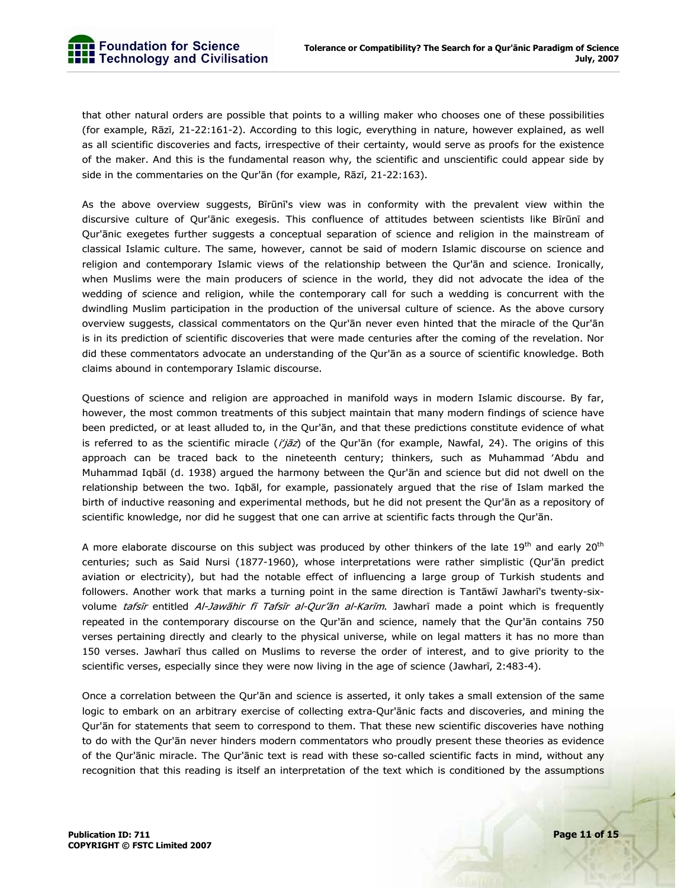that other natural orders are possible that points to a willing maker who chooses one of these possibilities (for example, Rāzī, 21-22:161-2). According to this logic, everything in nature, however explained, as well as all scientific discoveries and facts, irrespective of their certainty, would serve as proofs for the existence of the maker. And this is the fundamental reason why, the scientific and unscientific could appear side by side in the commentaries on the Qur'ān (for example, Rāzī, 21-22:163).

As the above overview suggests, Bīrūnī's view was in conformity with the prevalent view within the discursive culture of Qur'ānic exegesis. This confluence of attitudes between scientists like Bīrūnī and Qur'ānic exegetes further suggests a conceptual separation of science and religion in the mainstream of classical Islamic culture. The same, however, cannot be said of modern Islamic discourse on science and religion and contemporary Islamic views of the relationship between the Qur'ān and science. Ironically, when Muslims were the main producers of science in the world, they did not advocate the idea of the wedding of science and religion, while the contemporary call for such a wedding is concurrent with the dwindling Muslim participation in the production of the universal culture of science. As the above cursory overview suggests, classical commentators on the Qur'ān never even hinted that the miracle of the Qur'ān is in its prediction of scientific discoveries that were made centuries after the coming of the revelation. Nor did these commentators advocate an understanding of the Qur'ān as a source of scientific knowledge. Both claims abound in contemporary Islamic discourse.

Questions of science and religion are approached in manifold ways in modern Islamic discourse. By far, however, the most common treatments of this subject maintain that many modern findings of science have been predicted, or at least alluded to, in the Qur'ān, and that these predictions constitute evidence of what is referred to as the scientific miracle (*i'jāz*) of the Qur'ān (for example, Nawfal, 24). The origins of this approach can be traced back to the nineteenth century; thinkers, such as Muhammad 'Abdu and Muhammad Iqbāl (d. 1938) argued the harmony between the Qur'ān and science but did not dwell on the relationship between the two. Iqbāl, for example, passionately argued that the rise of Islam marked the birth of inductive reasoning and experimental methods, but he did not present the Qur'ān as a repository of scientific knowledge, nor did he suggest that one can arrive at scientific facts through the Qur'ān.

A more elaborate discourse on this subject was produced by other thinkers of the late 19th and early 20th centuries; such as Said Nursi (1877-1960), whose interpretations were rather simplistic (Qur'ān predict aviation or electricity), but had the notable effect of influencing a large group of Turkish students and followers. Another work that marks a turning point in the same direction is Tantāwī Jawharī's twenty-six-volume *tafsīr* entitled *Al-Jawāhir fī Tafsīr al-Qur'ān al-Karīm*. Jawharī made a point which is frequently repeated in the contemporary discourse on the Qur'ān and science, namely that the Qur'ān contains 750 verses pertaining directly and clearly to the physical universe, while on legal matters it has no more than 150 verses. Jawharī thus called on Muslims to reverse the order of interest, and to give priority to the scientific verses, especially since they were now living in the age of science (Jawharī, 2:483-4).

Once a correlation between the Qur'ān and science is asserted, it only takes a small extension of the same logic to embark on an arbitrary exercise of collecting extra-Qur'ānic facts and discoveries, and mining the Qur'ān for statements that seem to correspond to them. That these new scientific discoveries have nothing to do with the Qur'ān never hinders modern commentators who proudly present these theories as evidence of the Qur'ānic miracle. The Qur'ānic text is read with these so-called scientific facts in mind, without any recognition that this reading is itself an interpretation of the text which is conditioned by the assumptions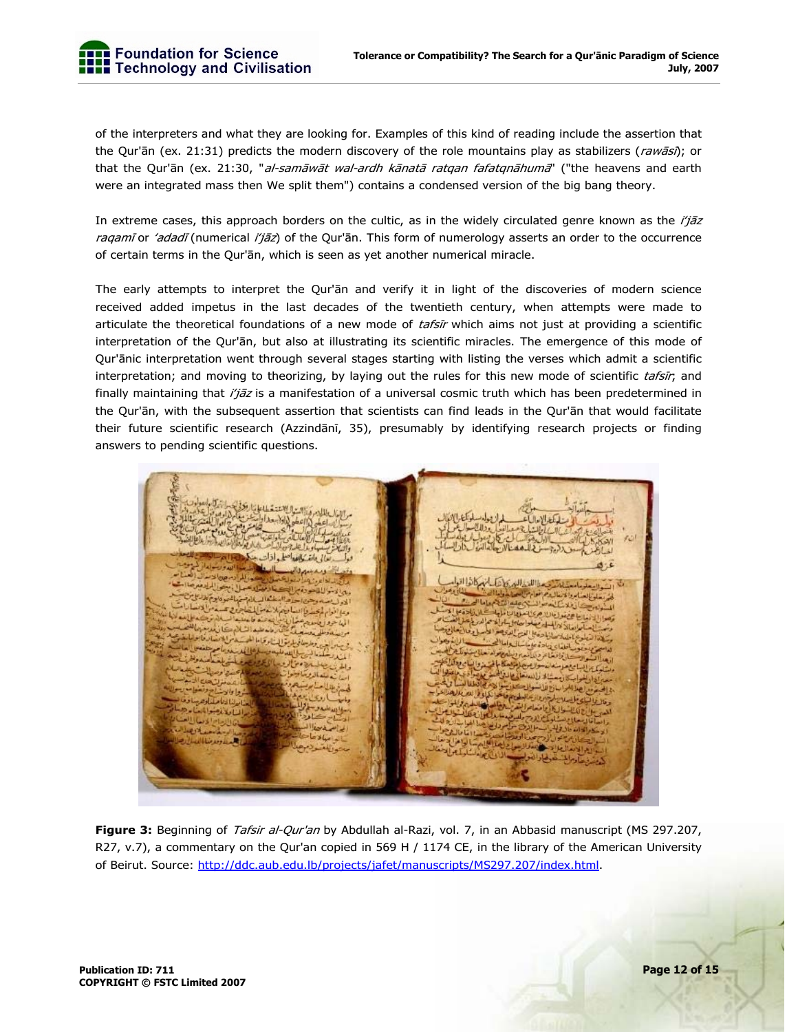of the interpreters and what they are looking for. Examples of this kind of reading include the assertion that the Qur'ān (ex. 21:31) predicts the modern discovery of the role mountains play as stabilizers (*rawāsī*); or that the Qur'ān (ex. 21:30, "*al-samāwāt wal-ardh kānatā ratqan fafatqnāhumā*" ("the heavens and earth were an integrated mass then We split them") contains a condensed version of the big bang theory.

In extreme cases, this approach borders on the cultic, as in the widely circulated genre known as the *i'jāz raqamī* or *'adadī* (numerical *i'jāz*) of the Qur'ān. This form of numerology asserts an order to the occurrence of certain terms in the Qur'ān, which is seen as yet another numerical miracle.

The early attempts to interpret the Qur'ān and verify it in light of the discoveries of modern science received added impetus in the last decades of the twentieth century, when attempts were made to articulate the theoretical foundations of a new mode of *tafsīr* which aims not just at providing a scientific interpretation of the Qur'ān, but also at illustrating its scientific miracles. The emergence of this mode of Qur'ānic interpretation went through several stages starting with listing the verses which admit a scientific interpretation; and moving to theorizing, by laying out the rules for this new mode of scientific *tafsīr*; and finally maintaining that *i'jāz* is a manifestation of a universal cosmic truth which has been predetermined in the Qur'ān, with the subsequent assertion that scientists can find leads in the Qur'ān that would facilitate their future scientific research (Azzindānī, 35), presumably by identifying research projects or finding answers to pending scientific questions.

**Figure 3:** Beginning of *Tafsir al-Qur'an* by Abdullah al-Razi, vol. 7, in an Abbasid manuscript (MS 297.207, R27, v.7), a commentary on the Qur'an copied in 569 H / 1174 CE, in the library of the American University of Beirut. Source: http://ddc.aub.edu.lb/projects/jafet/manuscripts/MS297.207/index.html.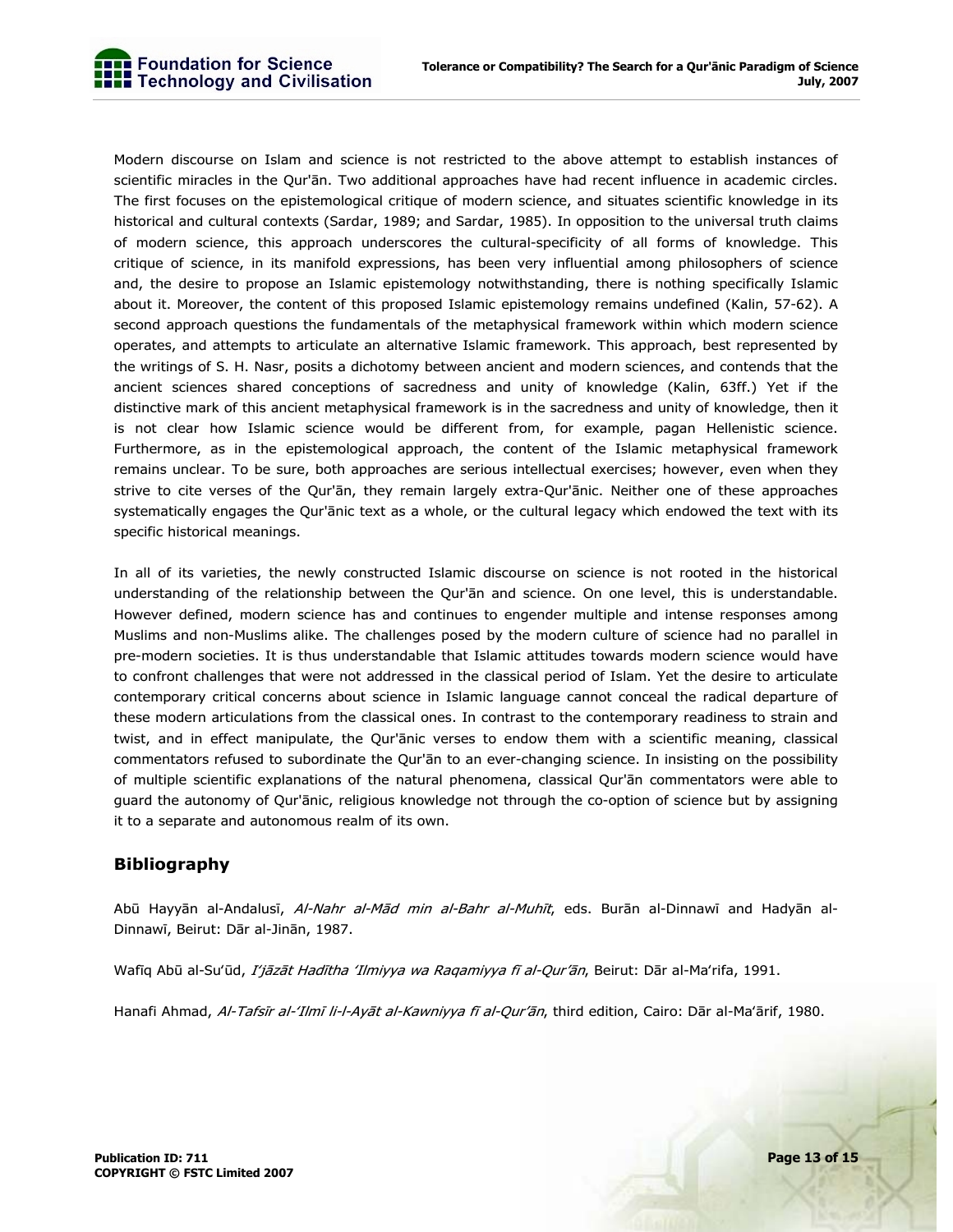Modern discourse on Islam and science is not restricted to the above attempt to establish instances of scientific miracles in the Qur'ān. Two additional approaches have had recent influence in academic circles. The first focuses on the epistemological critique of modern science, and situates scientific knowledge in its historical and cultural contexts (Sardar, 1989; and Sardar, 1985). In opposition to the universal truth claims of modern science, this approach underscores the cultural-specificity of all forms of knowledge. This critique of science, in its manifold expressions, has been very influential among philosophers of science and, the desire to propose an Islamic epistemology notwithstanding, there is nothing specifically Islamic about it. Moreover, the content of this proposed Islamic epistemology remains undefined (Kalin, 57-62). A second approach questions the fundamentals of the metaphysical framework within which modern science operates, and attempts to articulate an alternative Islamic framework. This approach, best represented by the writings of S. H. Nasr, posits a dichotomy between ancient and modern sciences, and contends that the ancient sciences shared conceptions of sacredness and unity of knowledge (Kalin, 63ff.) Yet if the distinctive mark of this ancient metaphysical framework is in the sacredness and unity of knowledge, then it is not clear how Islamic science would be different from, for example, pagan Hellenistic science. Furthermore, as in the epistemological approach, the content of the Islamic metaphysical framework remains unclear. To be sure, both approaches are serious intellectual exercises; however, even when they strive to cite verses of the Qur'ān, they remain largely extra-Qur'ānic. Neither one of these approaches systematically engages the Qur'ānic text as a whole, or the cultural legacy which endowed the text with its specific historical meanings.

In all of its varieties, the newly constructed Islamic discourse on science is not rooted in the historical understanding of the relationship between the Qur'ān and science. On one level, this is understandable. However defined, modern science has and continues to engender multiple and intense responses among Muslims and non-Muslims alike. The challenges posed by the modern culture of science had no parallel in pre-modern societies. It is thus understandable that Islamic attitudes towards modern science would have to confront challenges that were not addressed in the classical period of Islam. Yet the desire to articulate contemporary critical concerns about science in Islamic language cannot conceal the radical departure of these modern articulations from the classical ones. In contrast to the contemporary readiness to strain and twist, and in effect manipulate, the Qur'ānic verses to endow them with a scientific meaning, classical commentators refused to subordinate the Qur'ān to an ever-changing science. In insisting on the possibility of multiple scientific explanations of the natural phenomena, classical Qur'ān commentators were able to guard the autonomy of Qur'ānic, religious knowledge not through the co-option of science but by assigning it to a separate and autonomous realm of its own.

## Bibliography

Abū Hayyān al-Andalusī, *Al-Nahr al-Mād min al-Bahr al-Muhīt*, eds. Burān al-Dinnawī and Hadyān al-Dinnawī, Beirut: Dār al-Jinān, 1987.

Wafīq Abū al-Su'ūd, *I'jāzāt Hadītha 'Ilmiyya wa Raqamiyya fī al-Qur'ān*, Beirut: Dār al-Ma'rifa, 1991.

Hanafi Ahmad, *Al-Tafsīr al-'Ilmī li-l-Ayāt al-Kawniyya fī al-Qur'ān*, third edition, Cairo: Dār al-Ma'ārif, 1980.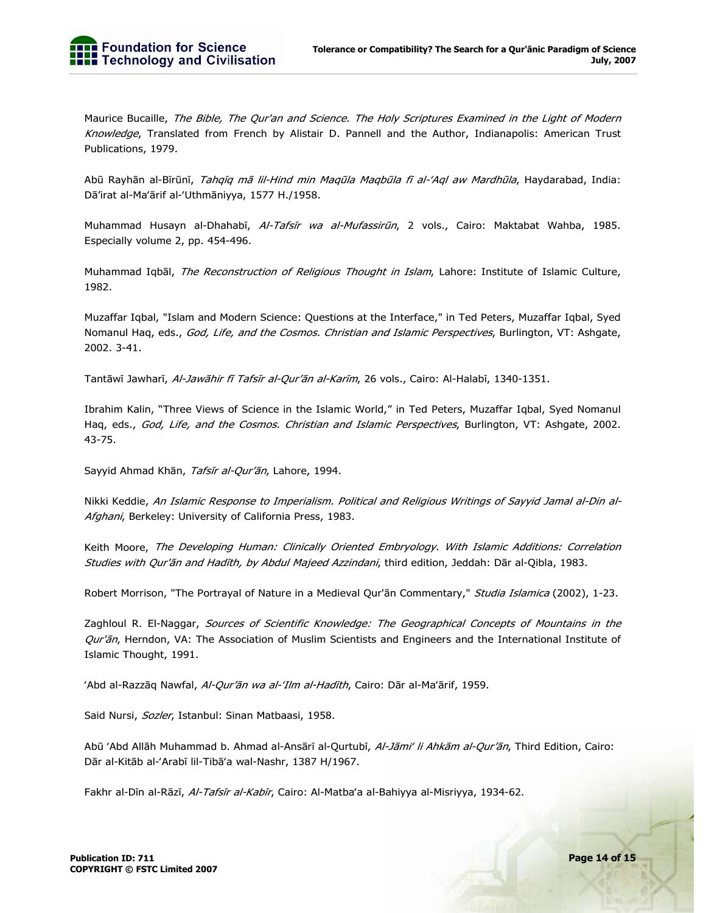Maurice Bucaille, *The Bible, The Qur'an and Science. The Holy Scriptures Examined in the Light of Modern Knowledge*, Translated from French by Alistair D. Pannell and the Author, Indianapolis: American Trust Publications, 1979.

Abū Rayhān al-Bīrūnī, *Tahqīq mā lil-Hind min Maqūla Maqbūla fī al-'Aql aw Mardhūla*, Haydarabad, India: Dā'irat al-Ma'ārif al-'Uthmāniyya, 1577 H./1958.

Muhammad Husayn al-Dhahabī, *Al-Tafsīr wa al-Mufassirūn*, 2 vols., Cairo: Maktabat Wahba, 1985. Especially volume 2, pp. 454-496.

Muhammad Iqbāl, *The Reconstruction of Religious Thought in Islam*, Lahore: Institute of Islamic Culture, 1982.

Muzaffar Iqbal, "Islam and Modern Science: Questions at the Interface," in Ted Peters, Muzaffar Iqbal, Syed Nomanul Haq, eds., *God, Life, and the Cosmos. Christian and Islamic Perspectives*, Burlington, VT: Ashgate, 2002. 3-41.

Tantāwī Jawharī, *Al-Jawāhir fī Tafsīr al-Qur'ān al-Karīm*, 26 vols., Cairo: Al-Halabī, 1340-1351.

Ibrahim Kalin, "Three Views of Science in the Islamic World," in Ted Peters, Muzaffar Iqbal, Syed Nomanul Haq, eds., *God, Life, and the Cosmos. Christian and Islamic Perspectives*, Burlington, VT: Ashgate, 2002. 43-75.

Sayyid Ahmad Khān, *Tafsīr al-Qur'ān*, Lahore, 1994.

Nikki Keddie, *An Islamic Response to Imperialism. Political and Religious Writings of Sayyid Jamal al-Din al-Afghani*, Berkeley: University of California Press, 1983.

Keith Moore, *The Developing Human: Clinically Oriented Embryology. With Islamic Additions: Correlation Studies with Qur'ān and Hadīth, by Abdul Majeed Azzindani*, third edition, Jeddah: Dār al-Qibla, 1983.

Robert Morrison, "The Portrayal of Nature in a Medieval Qur'ān Commentary," *Studia Islamica* (2002), 1-23.

Zaghloul R. El-Naggar, *Sources of Scientific Knowledge: The Geographical Concepts of Mountains in the Qur'ān*, Herndon, VA: The Association of Muslim Scientists and Engineers and the International Institute of Islamic Thought, 1991.

'Abd al-Razzāq Nawfal, *Al-Qur'ān wa al-'Ilm al-Hadīth*, Cairo: Dār al-Ma'ārif, 1959.

Said Nursi, *Sozler*, Istanbul: Sinan Matbaasi, 1958.

Abū 'Abd Allāh Muhammad b. Ahmad al-Ansārī al-Qurtubī, *Al-Jāmi' li Ahkām al-Qur'ān*, Third Edition, Cairo: Dār al-Kitāb al-'Arabī lil-Tibā'a wal-Nashr, 1387 H/1967.

Fakhr al-Dīn al-Rāzī, *Al-Tafsīr al-Kabīr*, Cairo: Al-Matba'a al-Bahiyya al-Misriyya, 1934-62.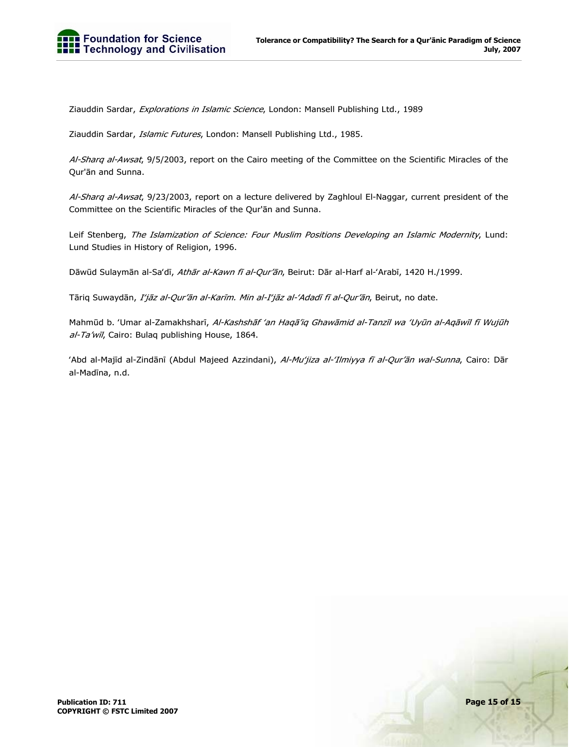Ziauddin Sardar, *Explorations in Islamic Science*, London: Mansell Publishing Ltd., 1989

Ziauddin Sardar, *Islamic Futures*, London: Mansell Publishing Ltd., 1985.

*Al-Sharq al-Awsat*, 9/5/2003, report on the Cairo meeting of the Committee on the Scientific Miracles of the Qur'ān and Sunna.

*Al-Sharq al-Awsat*, 9/23/2003, report on a lecture delivered by Zaghloul El-Naggar, current president of the Committee on the Scientific Miracles of the Qur'ān and Sunna.

Leif Stenberg, *The Islamization of Science: Four Muslim Positions Developing an Islamic Modernity*, Lund: Lund Studies in History of Religion, 1996.

Dāwūd Sulaymān al-Sa'dī, *Athār al-Kawn fī al-Qur'ān*, Beirut: Dār al-Harf al-'Arabī, 1420 H./1999.

Tāriq Suwaydān, *I'jāz al-Qur'ān al-Karīm. Min al-I'jāz al-'Adadī fī al-Qur'ān*, Beirut, no date.

Mahmūd b. 'Umar al-Zamakhsharī, *Al-Kashshāf 'an Haqā'iq Ghawāmid al-Tanzīl wa 'Uyūn al-Aqāwīl fī Wujūh al-Ta'wīl*, Cairo: Bulaq publishing House, 1864.

'Abd al-Majīd al-Zindānī (Abdul Majeed Azzindani), *Al-Mu'jiza al-'Ilmiyya fī al-Qur'ān wal-Sunna*, Cairo: Dār al-Madīna, n.d.